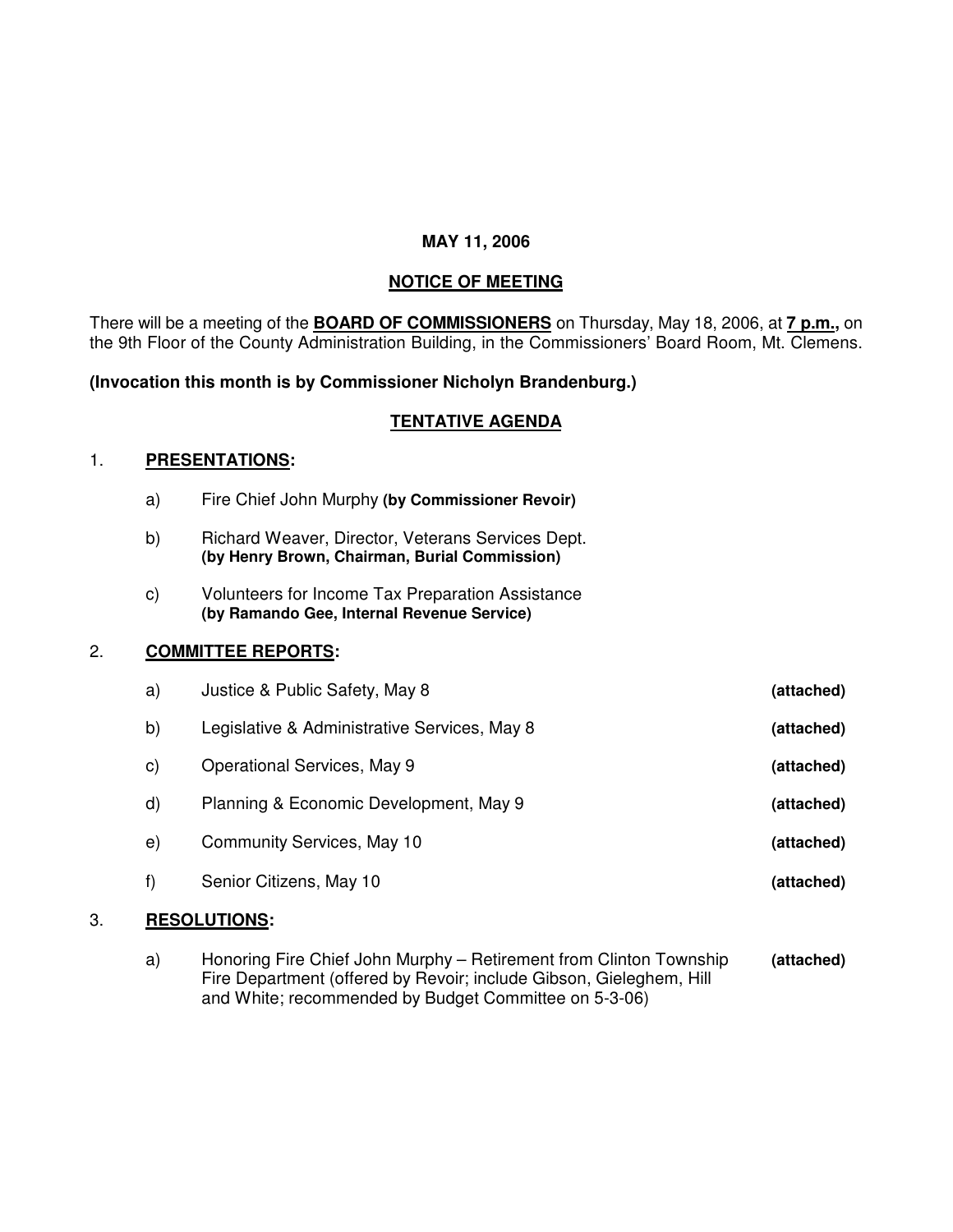**MAY 11, 2006**

**NOTICE OF MEETING**

There will be a meeting of the **BOARD OF COMMISSIONERS** on Thursday, May 18, 2006, at **7 p.m.,** on the 9th Floor of the County Administration Building, in the Commissioners' Board Room, Mt. Clemens.

**(Invocation this month is by Commissioner Nicholyn Brandenburg.)**

**TENTATIVE AGENDA**

1. **PRESENTATIONS:**

   a) Fire Chief John Murphy **(by Commissioner Revoir)**

   b) Richard Weaver, Director, Veterans Services Dept. **(by Henry Brown, Chairman, Burial Commission)**

   c) Volunteers for Income Tax Preparation Assistance **(by Ramando Gee, Internal Revenue Service)**

2. **COMMITTEE REPORTS:**

   a) Justice & Public Safety, May 8 **(attached)**

   b) Legislative & Administrative Services, May 8 **(attached)**

   c) Operational Services, May 9 **(attached)**

   d) Planning & Economic Development, May 9 **(attached)**

   e) Community Services, May 10 **(attached)**

   f) Senior Citizens, May 10 **(attached)**

3. **RESOLUTIONS:**

   a) Honoring Fire Chief John Murphy – Retirement from Clinton Township Fire Department (offered by Revoir; include Gibson, Gieleghem, Hill and White; recommended by Budget Committee on 5-3-06) **(attached)**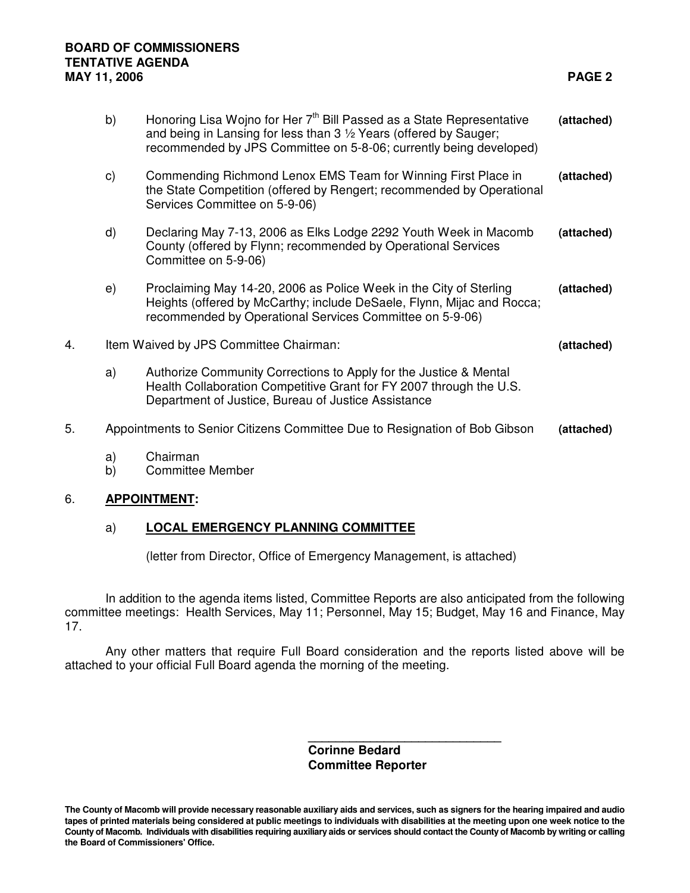b) Honoring Lisa Wojno for Her 7th Bill Passed as a State Representative and being in Lansing for less than 3 ½ Years (offered by Sauger; recommended by JPS Committee on 5-8-06; currently being developed) **(attached)**

c) Commending Richmond Lenox EMS Team for Winning First Place in the State Competition (offered by Rengert; recommended by Operational Services Committee on 5-9-06) **(attached)**

d) Declaring May 7-13, 2006 as Elks Lodge 2292 Youth Week in Macomb County (offered by Flynn; recommended by Operational Services Committee on 5-9-06) **(attached)**

e) Proclaiming May 14-20, 2006 as Police Week in the City of Sterling Heights (offered by McCarthy; include DeSaele, Flynn, Mijac and Rocca; recommended by Operational Services Committee on 5-9-06) **(attached)**

4. Item Waived by JPS Committee Chairman: **(attached)**

   a) Authorize Community Corrections to Apply for the Justice & Mental Health Collaboration Competitive Grant for FY 2007 through the U.S. Department of Justice, Bureau of Justice Assistance

5. Appointments to Senior Citizens Committee Due to Resignation of Bob Gibson **(attached)**

   a) Chairman
   b) Committee Member

6. **APPOINTMENT:**

   a) **LOCAL EMERGENCY PLANNING COMMITTEE**

   (letter from Director, Office of Emergency Management, is attached)

In addition to the agenda items listed, Committee Reports are also anticipated from the following committee meetings: Health Services, May 11; Personnel, May 15; Budget, May 16 and Finance, May 17.

Any other matters that require Full Board consideration and the reports listed above will be attached to your official Full Board agenda the morning of the meeting.

\_\_\_\_\_\_\_\_\_\_\_\_\_\_\_\_\_\_\_\_\_\_\_\_\_\_\_\_\_\_

**Corinne Bedard**
**Committee Reporter**

**The County of Macomb will provide necessary reasonable auxiliary aids and services, such as signers for the hearing impaired and audio tapes of printed materials being considered at public meetings to individuals with disabilities at the meeting upon one week notice to the County of Macomb. Individuals with disabilities requiring auxiliary aids or services should contact the County of Macomb by writing or calling the Board of Commissioners' Office.**